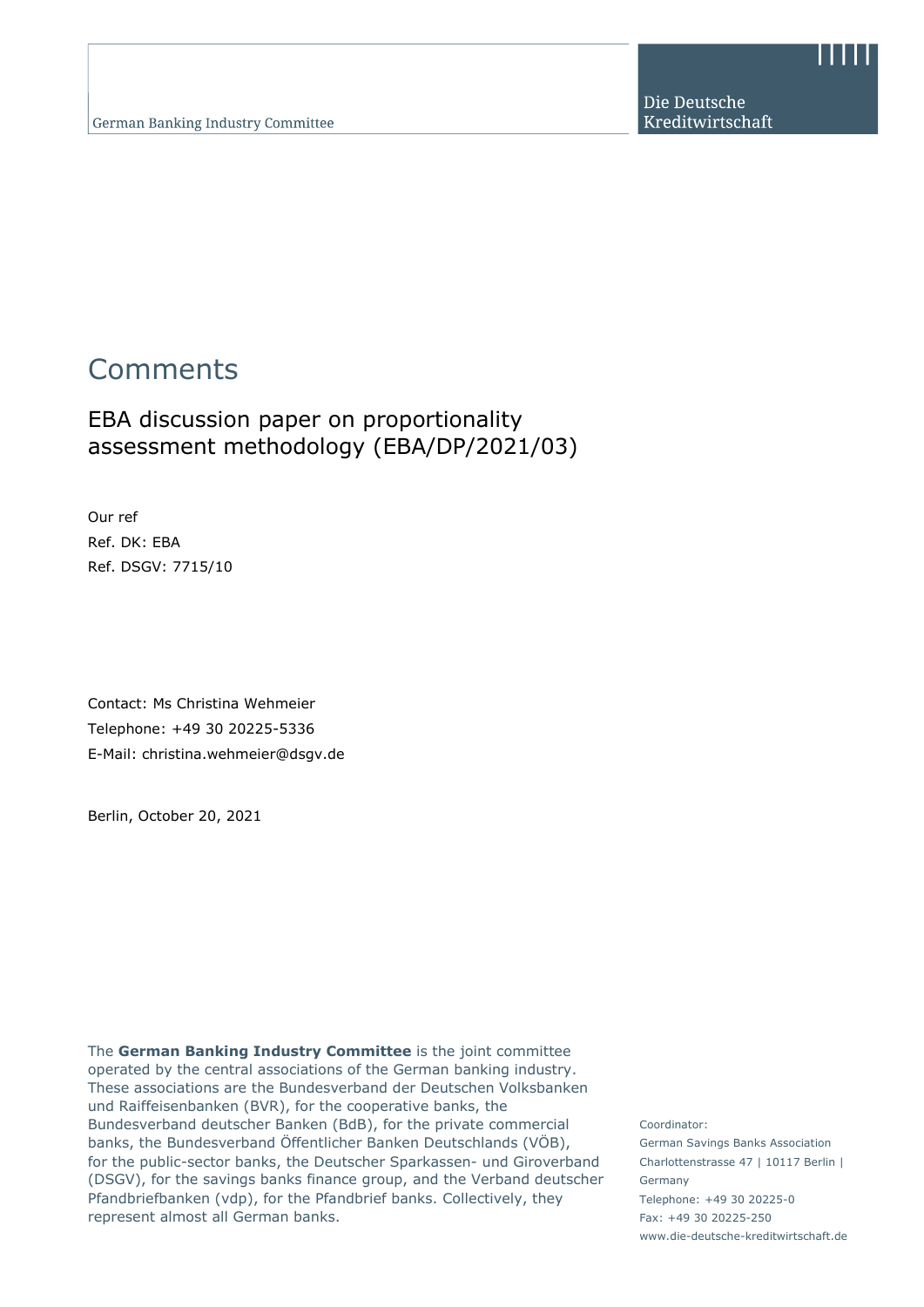German Banking Industry Committee

Die Deutsche Kreditwirtschaft

# Comments

## EBA discussion paper on proportionality assessment methodology (EBA/DP/2021/03)

Our ref
Ref. DK: EBA
Ref. DSGV: 7715/10

Contact: Ms Christina Wehmeier
Telephone: +49 30 20225-5336
E-Mail: christina.wehmeier@dsgv.de

Berlin, October 20, 2021

The **German Banking Industry Committee** is the joint committee operated by the central associations of the German banking industry. These associations are the Bundesverband der Deutschen Volksbanken und Raiffeisenbanken (BVR), for the cooperative banks, the Bundesverband deutscher Banken (BdB), for the private commercial banks, the Bundesverband Öffentlicher Banken Deutschlands (VÖB), for the public-sector banks, the Deutscher Sparkassen- und Giroverband (DSGV), for the savings banks finance group, and the Verband deutscher Pfandbriefbanken (vdp), for the Pfandbrief banks. Collectively, they represent almost all German banks.

Coordinator:
German Savings Banks Association
Charlottenstrasse 47 | 10117 Berlin | Germany
Telephone: +49 30 20225-0
Fax: +49 30 20225-250
www.die-deutsche-kreditwirtschaft.de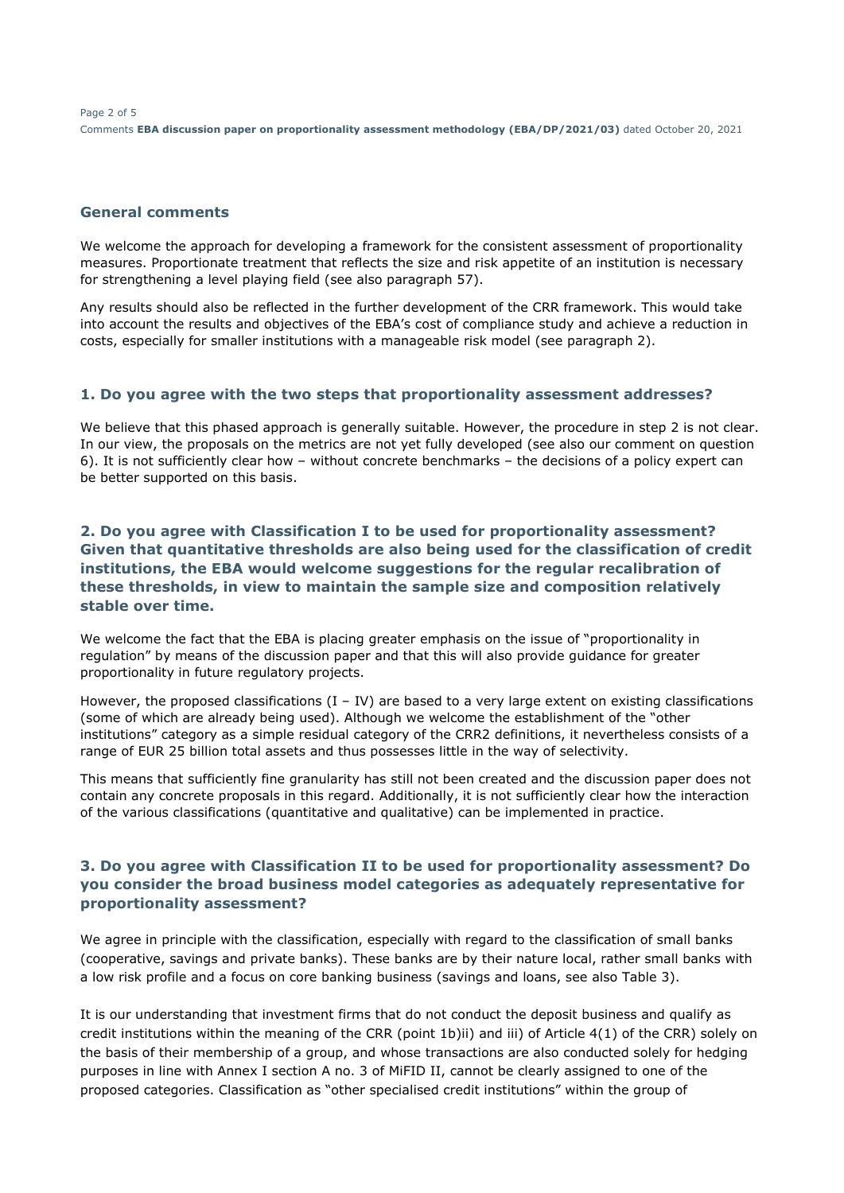## General comments

We welcome the approach for developing a framework for the consistent assessment of proportionality measures. Proportionate treatment that reflects the size and risk appetite of an institution is necessary for strengthening a level playing field (see also paragraph 57).

Any results should also be reflected in the further development of the CRR framework. This would take into account the results and objectives of the EBA's cost of compliance study and achieve a reduction in costs, especially for smaller institutions with a manageable risk model (see paragraph 2).

## 1. Do you agree with the two steps that proportionality assessment addresses?

We believe that this phased approach is generally suitable. However, the procedure in step 2 is not clear. In our view, the proposals on the metrics are not yet fully developed (see also our comment on question 6). It is not sufficiently clear how – without concrete benchmarks – the decisions of a policy expert can be better supported on this basis.

## 2. Do you agree with Classification I to be used for proportionality assessment? Given that quantitative thresholds are also being used for the classification of credit institutions, the EBA would welcome suggestions for the regular recalibration of these thresholds, in view to maintain the sample size and composition relatively stable over time.

We welcome the fact that the EBA is placing greater emphasis on the issue of "proportionality in regulation" by means of the discussion paper and that this will also provide guidance for greater proportionality in future regulatory projects.

However, the proposed classifications (I – IV) are based to a very large extent on existing classifications (some of which are already being used). Although we welcome the establishment of the "other institutions" category as a simple residual category of the CRR2 definitions, it nevertheless consists of a range of EUR 25 billion total assets and thus possesses little in the way of selectivity.

This means that sufficiently fine granularity has still not been created and the discussion paper does not contain any concrete proposals in this regard. Additionally, it is not sufficiently clear how the interaction of the various classifications (quantitative and qualitative) can be implemented in practice.

## 3. Do you agree with Classification II to be used for proportionality assessment? Do you consider the broad business model categories as adequately representative for proportionality assessment?

We agree in principle with the classification, especially with regard to the classification of small banks (cooperative, savings and private banks). These banks are by their nature local, rather small banks with a low risk profile and a focus on core banking business (savings and loans, see also Table 3).

It is our understanding that investment firms that do not conduct the deposit business and qualify as credit institutions within the meaning of the CRR (point 1b)ii) and iii) of Article 4(1) of the CRR) solely on the basis of their membership of a group, and whose transactions are also conducted solely for hedging purposes in line with Annex I section A no. 3 of MiFID II, cannot be clearly assigned to one of the proposed categories. Classification as "other specialised credit institutions" within the group of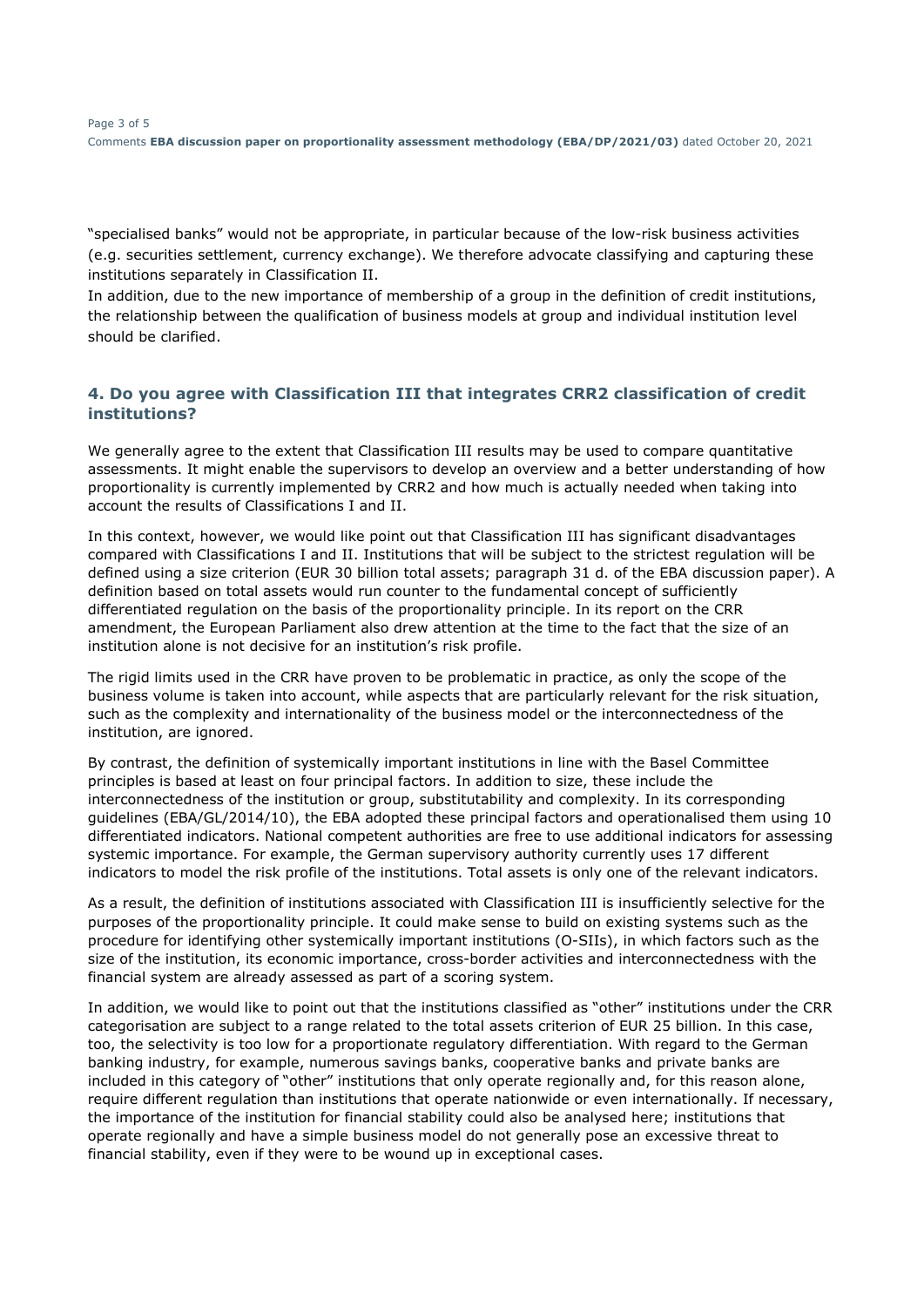"specialised banks" would not be appropriate, in particular because of the low-risk business activities (e.g. securities settlement, currency exchange). We therefore advocate classifying and capturing these institutions separately in Classification II.

In addition, due to the new importance of membership of a group in the definition of credit institutions, the relationship between the qualification of business models at group and individual institution level should be clarified.

## 4. Do you agree with Classification III that integrates CRR2 classification of credit institutions?

We generally agree to the extent that Classification III results may be used to compare quantitative assessments. It might enable the supervisors to develop an overview and a better understanding of how proportionality is currently implemented by CRR2 and how much is actually needed when taking into account the results of Classifications I and II.

In this context, however, we would like point out that Classification III has significant disadvantages compared with Classifications I and II. Institutions that will be subject to the strictest regulation will be defined using a size criterion (EUR 30 billion total assets; paragraph 31 d. of the EBA discussion paper). A definition based on total assets would run counter to the fundamental concept of sufficiently differentiated regulation on the basis of the proportionality principle. In its report on the CRR amendment, the European Parliament also drew attention at the time to the fact that the size of an institution alone is not decisive for an institution's risk profile.

The rigid limits used in the CRR have proven to be problematic in practice, as only the scope of the business volume is taken into account, while aspects that are particularly relevant for the risk situation, such as the complexity and internationality of the business model or the interconnectedness of the institution, are ignored.

By contrast, the definition of systemically important institutions in line with the Basel Committee principles is based at least on four principal factors. In addition to size, these include the interconnectedness of the institution or group, substitutability and complexity. In its corresponding guidelines (EBA/GL/2014/10), the EBA adopted these principal factors and operationalised them using 10 differentiated indicators. National competent authorities are free to use additional indicators for assessing systemic importance. For example, the German supervisory authority currently uses 17 different indicators to model the risk profile of the institutions. Total assets is only one of the relevant indicators.

As a result, the definition of institutions associated with Classification III is insufficiently selective for the purposes of the proportionality principle. It could make sense to build on existing systems such as the procedure for identifying other systemically important institutions (O-SIIs), in which factors such as the size of the institution, its economic importance, cross-border activities and interconnectedness with the financial system are already assessed as part of a scoring system.

In addition, we would like to point out that the institutions classified as "other" institutions under the CRR categorisation are subject to a range related to the total assets criterion of EUR 25 billion. In this case, too, the selectivity is too low for a proportionate regulatory differentiation. With regard to the German banking industry, for example, numerous savings banks, cooperative banks and private banks are included in this category of "other" institutions that only operate regionally and, for this reason alone, require different regulation than institutions that operate nationwide or even internationally. If necessary, the importance of the institution for financial stability could also be analysed here; institutions that operate regionally and have a simple business model do not generally pose an excessive threat to financial stability, even if they were to be wound up in exceptional cases.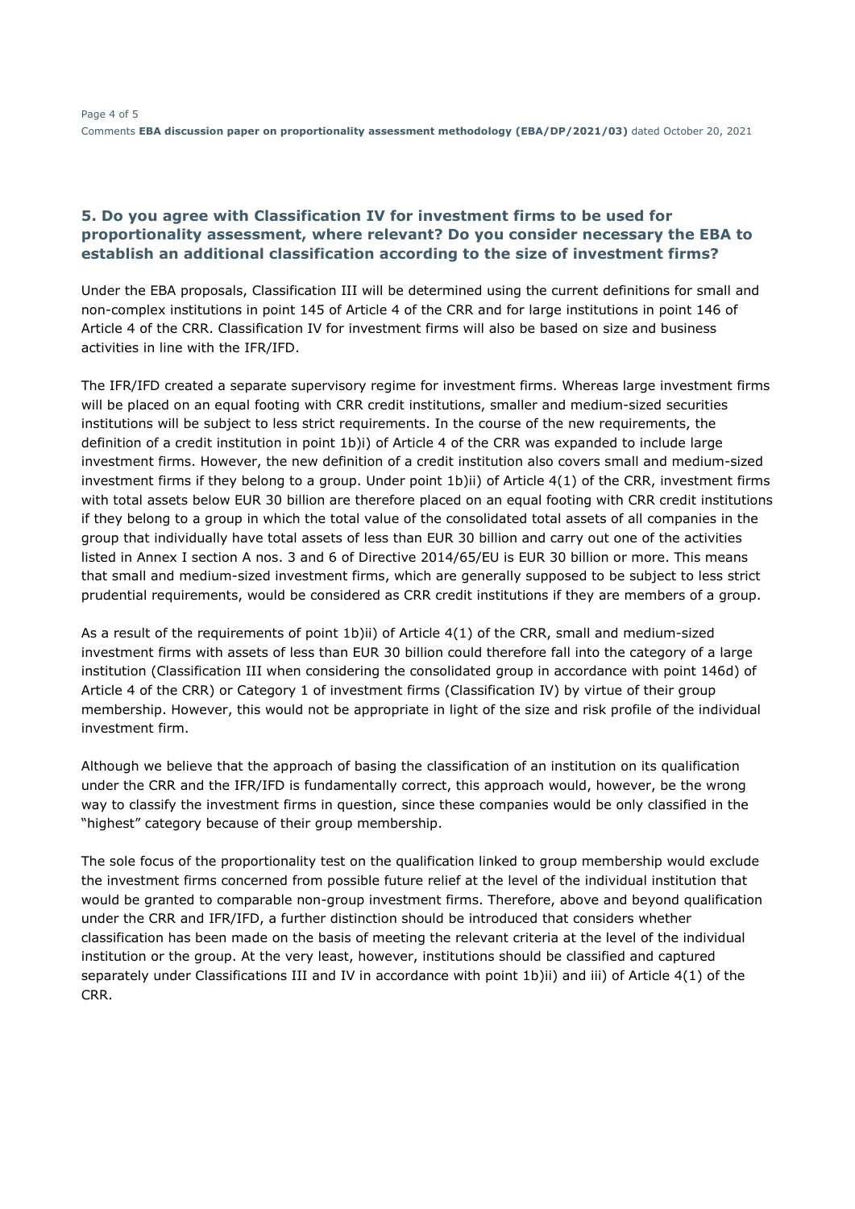## 5. Do you agree with Classification IV for investment firms to be used for proportionality assessment, where relevant? Do you consider necessary the EBA to establish an additional classification according to the size of investment firms?

Under the EBA proposals, Classification III will be determined using the current definitions for small and non-complex institutions in point 145 of Article 4 of the CRR and for large institutions in point 146 of Article 4 of the CRR. Classification IV for investment firms will also be based on size and business activities in line with the IFR/IFD.

The IFR/IFD created a separate supervisory regime for investment firms. Whereas large investment firms will be placed on an equal footing with CRR credit institutions, smaller and medium-sized securities institutions will be subject to less strict requirements. In the course of the new requirements, the definition of a credit institution in point 1b)i) of Article 4 of the CRR was expanded to include large investment firms. However, the new definition of a credit institution also covers small and medium-sized investment firms if they belong to a group. Under point 1b)ii) of Article 4(1) of the CRR, investment firms with total assets below EUR 30 billion are therefore placed on an equal footing with CRR credit institutions if they belong to a group in which the total value of the consolidated total assets of all companies in the group that individually have total assets of less than EUR 30 billion and carry out one of the activities listed in Annex I section A nos. 3 and 6 of Directive 2014/65/EU is EUR 30 billion or more. This means that small and medium-sized investment firms, which are generally supposed to be subject to less strict prudential requirements, would be considered as CRR credit institutions if they are members of a group.

As a result of the requirements of point 1b)ii) of Article 4(1) of the CRR, small and medium-sized investment firms with assets of less than EUR 30 billion could therefore fall into the category of a large institution (Classification III when considering the consolidated group in accordance with point 146d) of Article 4 of the CRR) or Category 1 of investment firms (Classification IV) by virtue of their group membership. However, this would not be appropriate in light of the size and risk profile of the individual investment firm.

Although we believe that the approach of basing the classification of an institution on its qualification under the CRR and the IFR/IFD is fundamentally correct, this approach would, however, be the wrong way to classify the investment firms in question, since these companies would be only classified in the "highest" category because of their group membership.

The sole focus of the proportionality test on the qualification linked to group membership would exclude the investment firms concerned from possible future relief at the level of the individual institution that would be granted to comparable non-group investment firms. Therefore, above and beyond qualification under the CRR and IFR/IFD, a further distinction should be introduced that considers whether classification has been made on the basis of meeting the relevant criteria at the level of the individual institution or the group. At the very least, however, institutions should be classified and captured separately under Classifications III and IV in accordance with point 1b)ii) and iii) of Article 4(1) of the CRR.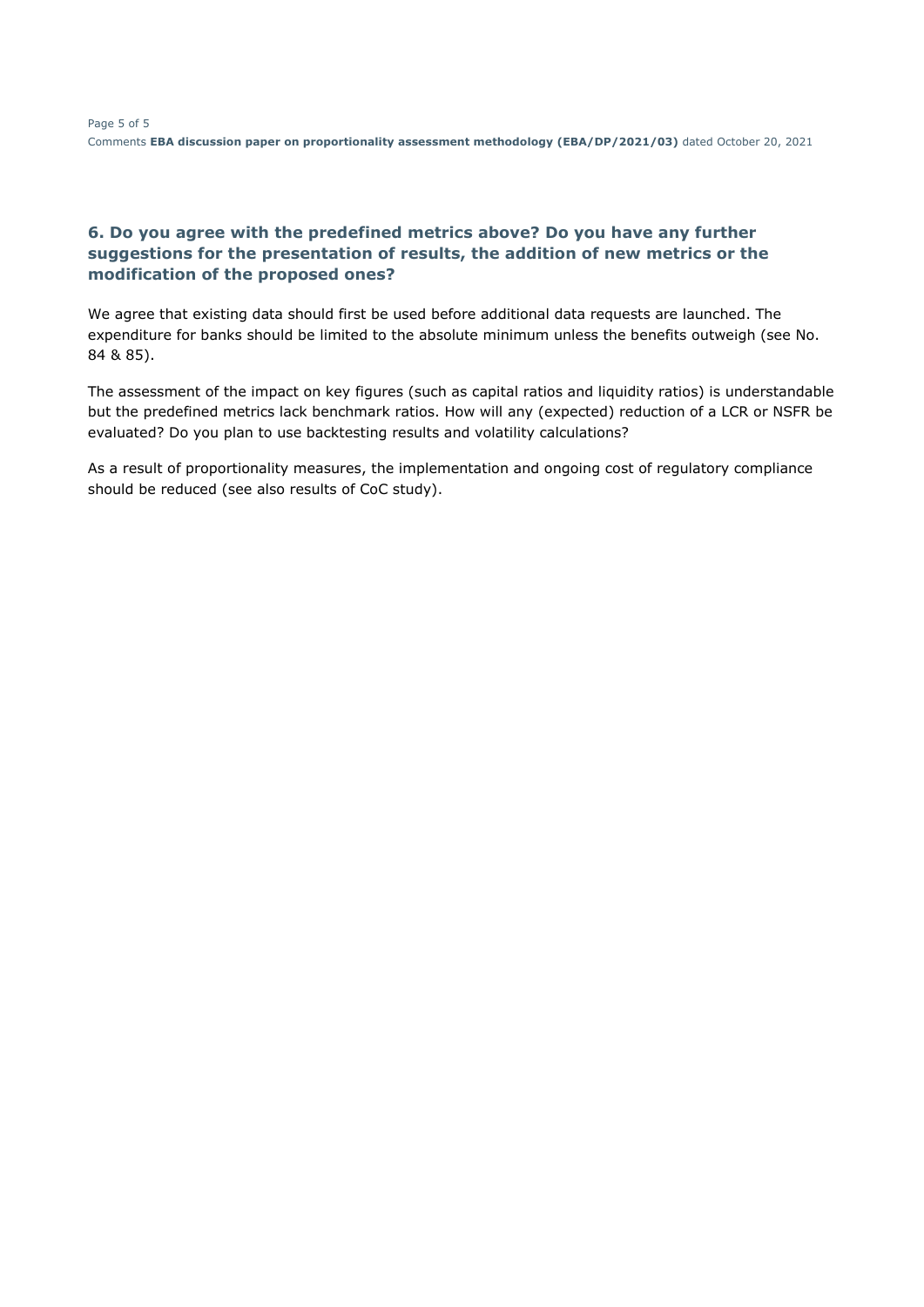## 6. Do you agree with the predefined metrics above? Do you have any further suggestions for the presentation of results, the addition of new metrics or the modification of the proposed ones?

We agree that existing data should first be used before additional data requests are launched. The expenditure for banks should be limited to the absolute minimum unless the benefits outweigh (see No. 84 & 85).

The assessment of the impact on key figures (such as capital ratios and liquidity ratios) is understandable but the predefined metrics lack benchmark ratios. How will any (expected) reduction of a LCR or NSFR be evaluated? Do you plan to use backtesting results and volatility calculations?

As a result of proportionality measures, the implementation and ongoing cost of regulatory compliance should be reduced (see also results of CoC study).